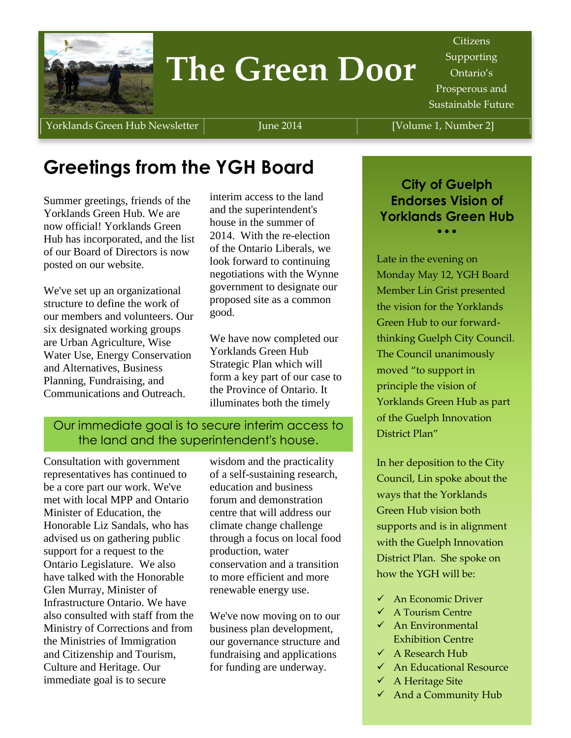# The Green Door

Citizens Supporting Ontario's Prosperous and Sustainable Future

Yorklands Green Hub Newsletter | June 2014 | [Volume 1, Number 2]

## Greetings from the YGH Board

Summer greetings, friends of the Yorklands Green Hub. We are now official! Yorklands Green Hub has incorporated, and the list of our Board of Directors is now posted on our website.

We've set up an organizational structure to define the work of our members and volunteers. Our six designated working groups are Urban Agriculture, Wise Water Use, Energy Conservation and Alternatives, Business Planning, Fundraising, and Communications and Outreach.

Consultation with government representatives has continued to be a core part our work. We've met with local MPP and Ontario Minister of Education, the Honorable Liz Sandals, who has advised us on gathering public support for a request to the Ontario Legislature. We also have talked with the Honorable Glen Murray, Minister of Infrastructure Ontario. We have also consulted with staff from the Ministry of Corrections and from the Ministries of Immigration and Citizenship and Tourism, Culture and Heritage. Our immediate goal is to secure interim access to the land and the superintendent's house in the summer of 2014. With the re-election of the Ontario Liberals, we look forward to continuing negotiations with the Wynne government to designate our proposed site as a common good.

We have now completed our Yorklands Green Hub Strategic Plan which will form a key part of our case to the Province of Ontario. It illuminates both the timely wisdom and the practicality of a self-sustaining research, education and business forum and demonstration centre that will address our climate change challenge through a focus on local food production, water conservation and a transition to more efficient and more renewable energy use.

> Our immediate goal is to secure interim access to the land and the superintendent's house.

We've now moving on to our business plan development, our governance structure and fundraising and applications for funding are underway.

### City of Guelph Endorses Vision of Yorklands Green Hub

Late in the evening on Monday May 12, YGH Board Member Lin Grist presented the vision for the Yorklands Green Hub to our forward-thinking Guelph City Council. The Council unanimously moved "to support in principle the vision of Yorklands Green Hub as part of the Guelph Innovation District Plan"

In her deposition to the City Council, Lin spoke about the ways that the Yorklands Green Hub vision both supports and is in alignment with the Guelph Innovation District Plan. She spoke on how the YGH will be:

- ✓ An Economic Driver
- ✓ A Tourism Centre
- ✓ An Environmental Exhibition Centre
- ✓ A Research Hub
- ✓ An Educational Resource
- ✓ A Heritage Site
- ✓ And a Community Hub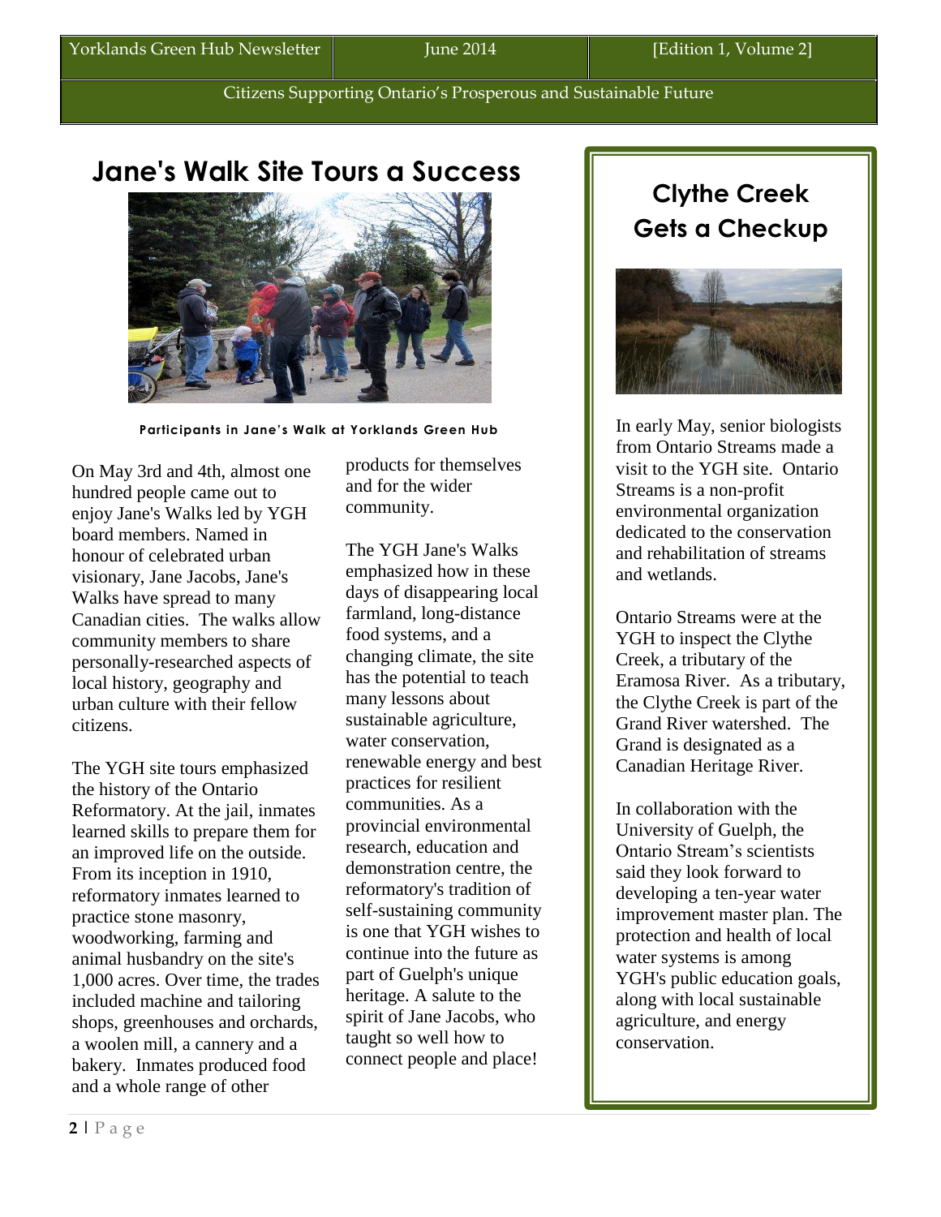# Jane's Walk Site Tours a Success

**Participants in Jane's Walk at Yorklands Green Hub**

On May 3rd and 4th, almost one hundred people came out to enjoy Jane's Walks led by YGH board members. Named in honour of celebrated urban visionary, Jane Jacobs, Jane's Walks have spread to many Canadian cities. The walks allow community members to share personally-researched aspects of local history, geography and urban culture with their fellow citizens.

The YGH site tours emphasized the history of the Ontario Reformatory. At the jail, inmates learned skills to prepare them for an improved life on the outside. From its inception in 1910, reformatory inmates learned to practice stone masonry, woodworking, farming and animal husbandry on the site's 1,000 acres. Over time, the trades included machine and tailoring shops, greenhouses and orchards, a woolen mill, a cannery and a bakery. Inmates produced food and a whole range of other products for themselves and for the wider community.

The YGH Jane's Walks emphasized how in these days of disappearing local farmland, long-distance food systems, and a changing climate, the site has the potential to teach many lessons about sustainable agriculture, water conservation, renewable energy and best practices for resilient communities. As a provincial environmental research, education and demonstration centre, the reformatory's tradition of self-sustaining community is one that YGH wishes to continue into the future as part of Guelph's unique heritage. A salute to the spirit of Jane Jacobs, who taught so well how to connect people and place!

# Clythe Creek Gets a Checkup

In early May, senior biologists from Ontario Streams made a visit to the YGH site. Ontario Streams is a non-profit environmental organization dedicated to the conservation and rehabilitation of streams and wetlands.

Ontario Streams were at the YGH to inspect the Clythe Creek, a tributary of the Eramosa River. As a tributary, the Clythe Creek is part of the Grand River watershed. The Grand is designated as a Canadian Heritage River.

In collaboration with the University of Guelph, the Ontario Stream's scientists said they look forward to developing a ten-year water improvement master plan. The protection and health of local water systems is among YGH's public education goals, along with local sustainable agriculture, and energy conservation.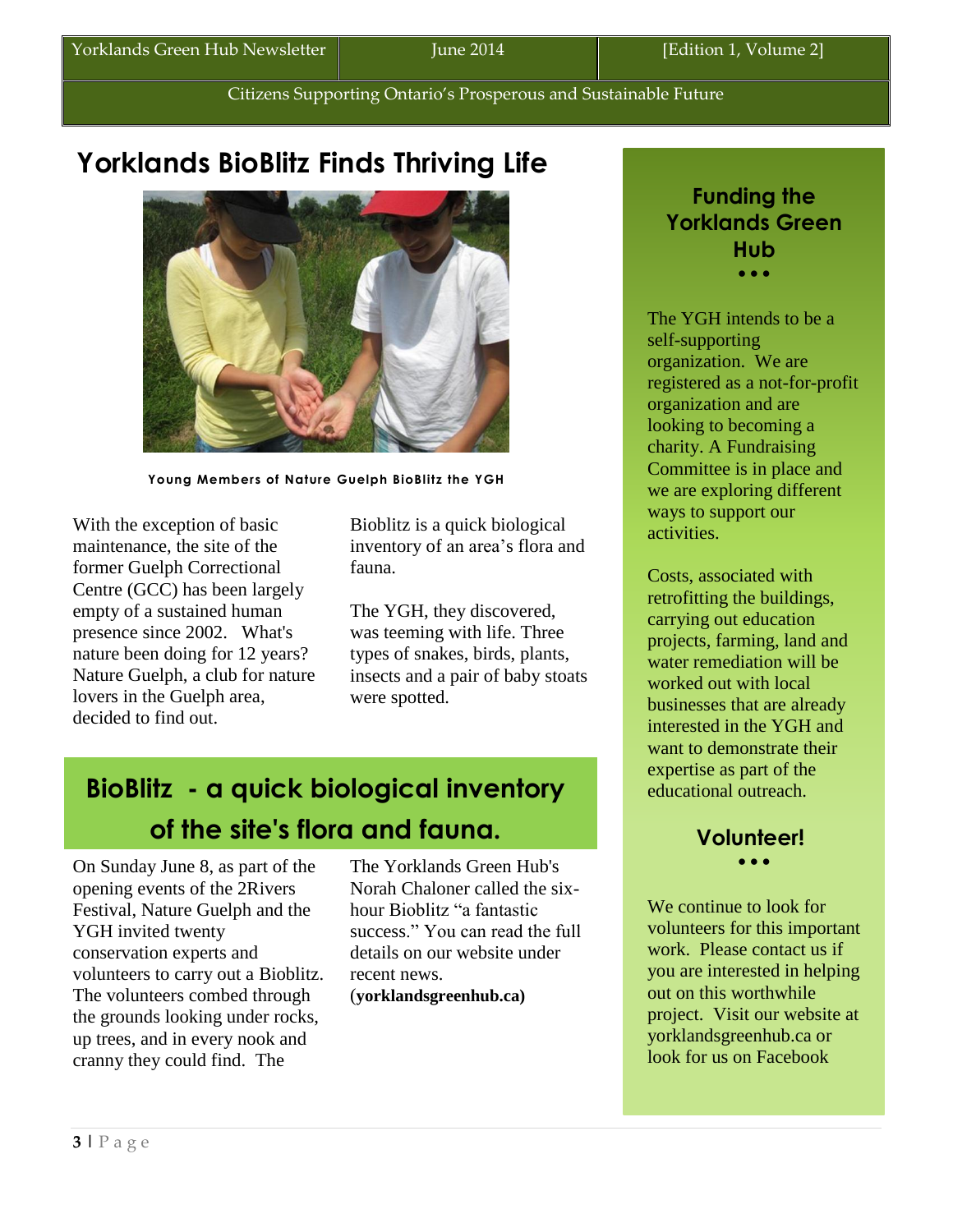# Yorklands BioBlitz Finds Thriving Life

Young Members of Nature Guelph BioBlitz the YGH

With the exception of basic maintenance, the site of the former Guelph Correctional Centre (GCC) has been largely empty of a sustained human presence since 2002. What's nature been doing for 12 years? Nature Guelph, a club for nature lovers in the Guelph area, decided to find out.

Bioblitz is a quick biological inventory of an area's flora and fauna.

The YGH, they discovered, was teeming with life. Three types of snakes, birds, plants, insects and a pair of baby stoats were spotted.

## BioBlitz - a quick biological inventory of the site's flora and fauna.

On Sunday June 8, as part of the opening events of the 2Rivers Festival, Nature Guelph and the YGH invited twenty conservation experts and volunteers to carry out a Bioblitz. The volunteers combed through the grounds looking under rocks, up trees, and in every nook and cranny they could find. The Yorklands Green Hub's Norah Chaloner called the six-hour Bioblitz "a fantastic success." You can read the full details on our website under recent news. (**yorklandsgreenhub.ca)**

## Funding the Yorklands Green Hub

The YGH intends to be a self-supporting organization. We are registered as a not-for-profit organization and are looking to becoming a charity. A Fundraising Committee is in place and we are exploring different ways to support our activities.

Costs, associated with retrofitting the buildings, carrying out education projects, farming, land and water remediation will be worked out with local businesses that are already interested in the YGH and want to demonstrate their expertise as part of the educational outreach.

## Volunteer!

We continue to look for volunteers for this important work. Please contact us if you are interested in helping out on this worthwhile project. Visit our website at yorklandsgreenhub.ca or look for us on Facebook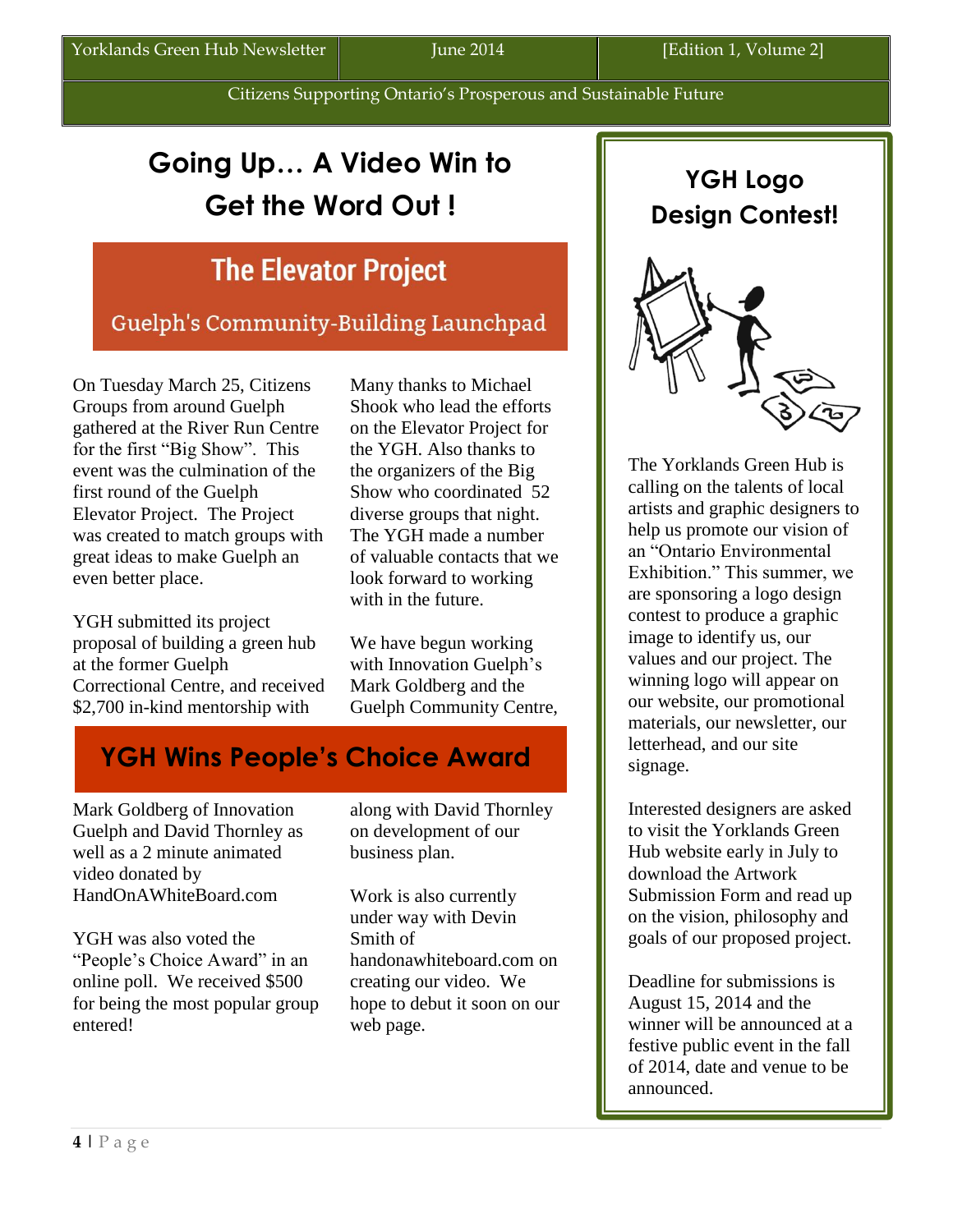# Going Up… A Video Win to Get the Word Out !

## The Elevator Project

### Guelph's Community-Building Launchpad

On Tuesday March 25, Citizens Groups from around Guelph gathered at the River Run Centre for the first "Big Show". This event was the culmination of the first round of the Guelph Elevator Project. The Project was created to match groups with great ideas to make Guelph an even better place.

YGH submitted its project proposal of building a green hub at the former Guelph Correctional Centre, and received $2,700 in-kind mentorship with Mark Goldberg of Innovation Guelph and David Thornley as well as a 2 minute animated video donated by HandOnAWhiteBoard.com

Many thanks to Michael Shook who lead the efforts on the Elevator Project for the YGH. Also thanks to the organizers of the Big Show who coordinated 52 diverse groups that night. The YGH made a number of valuable contacts that we look forward to working with in the future.

We have begun working with Innovation Guelph's Mark Goldberg and the Guelph Community Centre, along with David Thornley on development of our business plan.

Work is also currently under way with Devin Smith of handonawhiteboard.com on creating our video. We hope to debut it soon on our web page.

## YGH Wins People's Choice Award

YGH was also voted the "People's Choice Award" in an online poll. We received $500 for being the most popular group entered!

# YGH Logo Design Contest!

The Yorklands Green Hub is calling on the talents of local artists and graphic designers to help us promote our vision of an "Ontario Environmental Exhibition." This summer, we are sponsoring a logo design contest to produce a graphic image to identify us, our values and our project. The winning logo will appear on our website, our promotional materials, our newsletter, our letterhead, and our site signage.

Interested designers are asked to visit the Yorklands Green Hub website early in July to download the Artwork Submission Form and read up on the vision, philosophy and goals of our proposed project.

Deadline for submissions is August 15, 2014 and the winner will be announced at a festive public event in the fall of 2014, date and venue to be announced.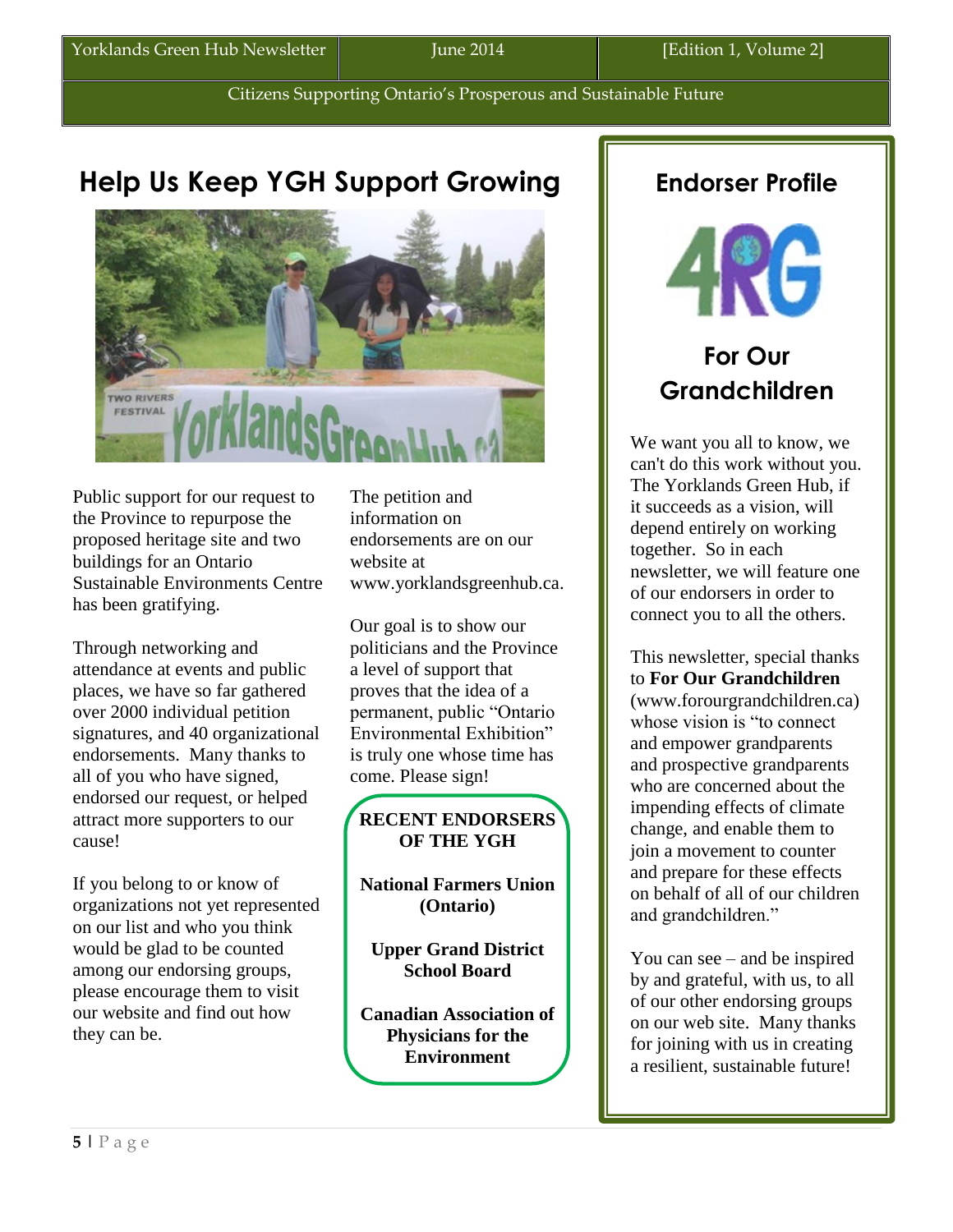## Help Us Keep YGH Support Growing

Public support for our request to the Province to repurpose the proposed heritage site and two buildings for an Ontario Sustainable Environments Centre has been gratifying.

Through networking and attendance at events and public places, we have so far gathered over 2000 individual petition signatures, and 40 organizational endorsements. Many thanks to all of you who have signed, endorsed our request, or helped attract more supporters to our cause!

If you belong to or know of organizations not yet represented on our list and who you think would be glad to be counted among our endorsing groups, please encourage them to visit our website and find out how they can be.

The petition and information on endorsements are on our website at www.yorklandsgreenhub.ca.

Our goal is to show our politicians and the Province a level of support that proves that the idea of a permanent, public "Ontario Environmental Exhibition" is truly one whose time has come. Please sign!

**RECENT ENDORSERS OF THE YGH**

**National Farmers Union (Ontario)**

**Upper Grand District School Board**

**Canadian Association of Physicians for the Environment**

## Endorser Profile

## For Our Grandchildren

We want you all to know, we can't do this work without you. The Yorklands Green Hub, if it succeeds as a vision, will depend entirely on working together. So in each newsletter, we will feature one of our endorsers in order to connect you to all the others.

This newsletter, special thanks to **For Our Grandchildren** (www.forourgrandchildren.ca) whose vision is "to connect and empower grandparents and prospective grandparents who are concerned about the impending effects of climate change, and enable them to join a movement to counter and prepare for these effects on behalf of all of our children and grandchildren."

You can see – and be inspired by and grateful, with us, to all of our other endorsing groups on our web site. Many thanks for joining with us in creating a resilient, sustainable future!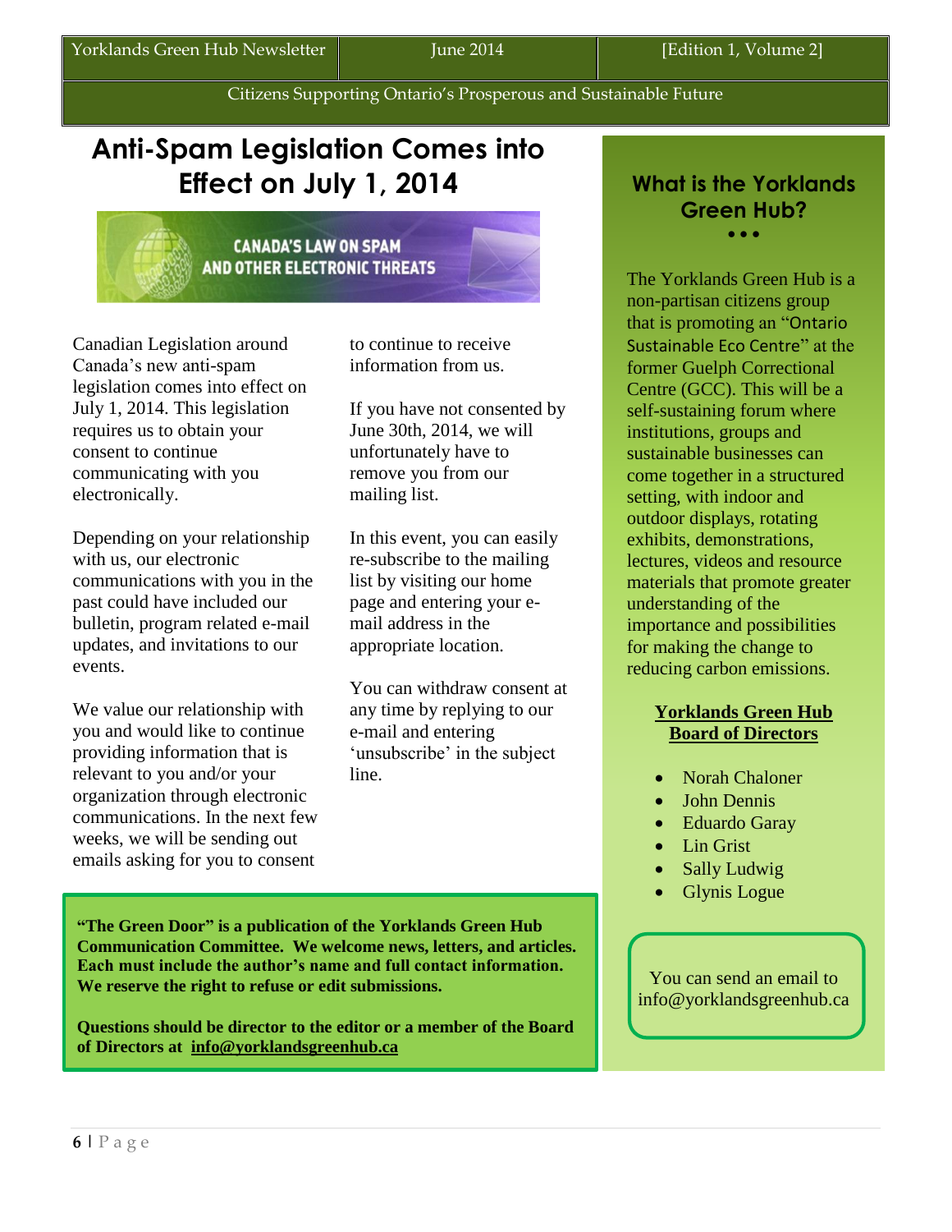# Anti-Spam Legislation Comes into Effect on July 1, 2014

CANADA'S LAW ON SPAM AND OTHER ELECTRONIC THREATS

Canadian Legislation around Canada's new anti-spam legislation comes into effect on July 1, 2014. This legislation requires us to obtain your consent to continue communicating with you electronically.

Depending on your relationship with us, our electronic communications with you in the past could have included our bulletin, program related e-mail updates, and invitations to our events.

We value our relationship with you and would like to continue providing information that is relevant to you and/or your organization through electronic communications. In the next few weeks, we will be sending out emails asking for you to consent to continue to receive information from us.

If you have not consented by June 30th, 2014, we will unfortunately have to remove you from our mailing list.

In this event, you can easily re-subscribe to the mailing list by visiting our home page and entering your e-mail address in the appropriate location.

You can withdraw consent at any time by replying to our e-mail and entering 'unsubscribe' in the subject line.

**"The Green Door" is a publication of the Yorklands Green Hub Communication Committee. We welcome news, letters, and articles. Each must include the author's name and full contact information. We reserve the right to refuse or edit submissions.**

**Questions should be director to the editor or a member of the Board of Directors at info@yorklandsgreenhub.ca**

## What is the Yorklands Green Hub?

The Yorklands Green Hub is a non-partisan citizens group that is promoting an "Ontario Sustainable Eco Centre" at the former Guelph Correctional Centre (GCC). This will be a self-sustaining forum where institutions, groups and sustainable businesses can come together in a structured setting, with indoor and outdoor displays, rotating exhibits, demonstrations, lectures, videos and resource materials that promote greater understanding of the importance and possibilities for making the change to reducing carbon emissions.

### Yorklands Green Hub Board of Directors

- Norah Chaloner
- John Dennis
- Eduardo Garay
- Lin Grist
- Sally Ludwig
- Glynis Logue

You can send an email to info@yorklandsgreenhub.ca